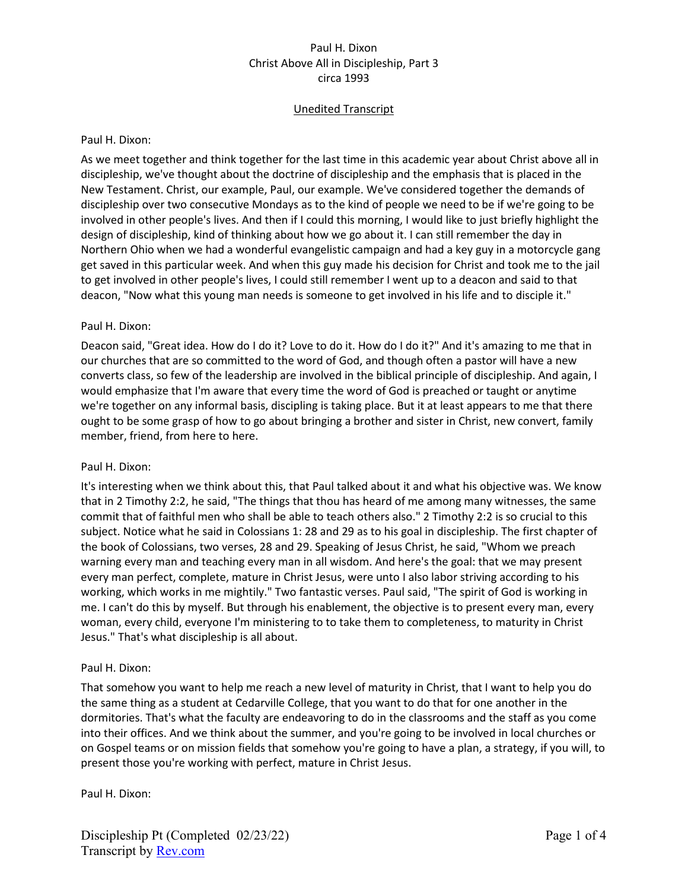Paul H. Dixon
Christ Above All in Discipleship, Part 3
circa 1993

Unedited Transcript

Paul H. Dixon:

As we meet together and think together for the last time in this academic year about Christ above all in discipleship, we've thought about the doctrine of discipleship and the emphasis that is placed in the New Testament. Christ, our example, Paul, our example. We've considered together the demands of discipleship over two consecutive Mondays as to the kind of people we need to be if we're going to be involved in other people's lives. And then if I could this morning, I would like to just briefly highlight the design of discipleship, kind of thinking about how we go about it. I can still remember the day in Northern Ohio when we had a wonderful evangelistic campaign and had a key guy in a motorcycle gang get saved in this particular week. And when this guy made his decision for Christ and took me to the jail to get involved in other people's lives, I could still remember I went up to a deacon and said to that deacon, "Now what this young man needs is someone to get involved in his life and to disciple it."

Paul H. Dixon:

Deacon said, "Great idea. How do I do it? Love to do it. How do I do it?" And it's amazing to me that in our churches that are so committed to the word of God, and though often a pastor will have a new converts class, so few of the leadership are involved in the biblical principle of discipleship. And again, I would emphasize that I'm aware that every time the word of God is preached or taught or anytime we're together on any informal basis, discipling is taking place. But it at least appears to me that there ought to be some grasp of how to go about bringing a brother and sister in Christ, new convert, family member, friend, from here to here.

Paul H. Dixon:

It's interesting when we think about this, that Paul talked about it and what his objective was. We know that in 2 Timothy 2:2, he said, "The things that thou has heard of me among many witnesses, the same commit that of faithful men who shall be able to teach others also." 2 Timothy 2:2 is so crucial to this subject. Notice what he said in Colossians 1: 28 and 29 as to his goal in discipleship. The first chapter of the book of Colossians, two verses, 28 and 29. Speaking of Jesus Christ, he said, "Whom we preach warning every man and teaching every man in all wisdom. And here's the goal: that we may present every man perfect, complete, mature in Christ Jesus, were unto I also labor striving according to his working, which works in me mightily." Two fantastic verses. Paul said, "The spirit of God is working in me. I can't do this by myself. But through his enablement, the objective is to present every man, every woman, every child, everyone I'm ministering to to take them to completeness, to maturity in Christ Jesus." That's what discipleship is all about.

Paul H. Dixon:

That somehow you want to help me reach a new level of maturity in Christ, that I want to help you do the same thing as a student at Cedarville College, that you want to do that for one another in the dormitories. That's what the faculty are endeavoring to do in the classrooms and the staff as you come into their offices. And we think about the summer, and you're going to be involved in local churches or on Gospel teams or on mission fields that somehow you're going to have a plan, a strategy, if you will, to present those you're working with perfect, mature in Christ Jesus.

Paul H. Dixon: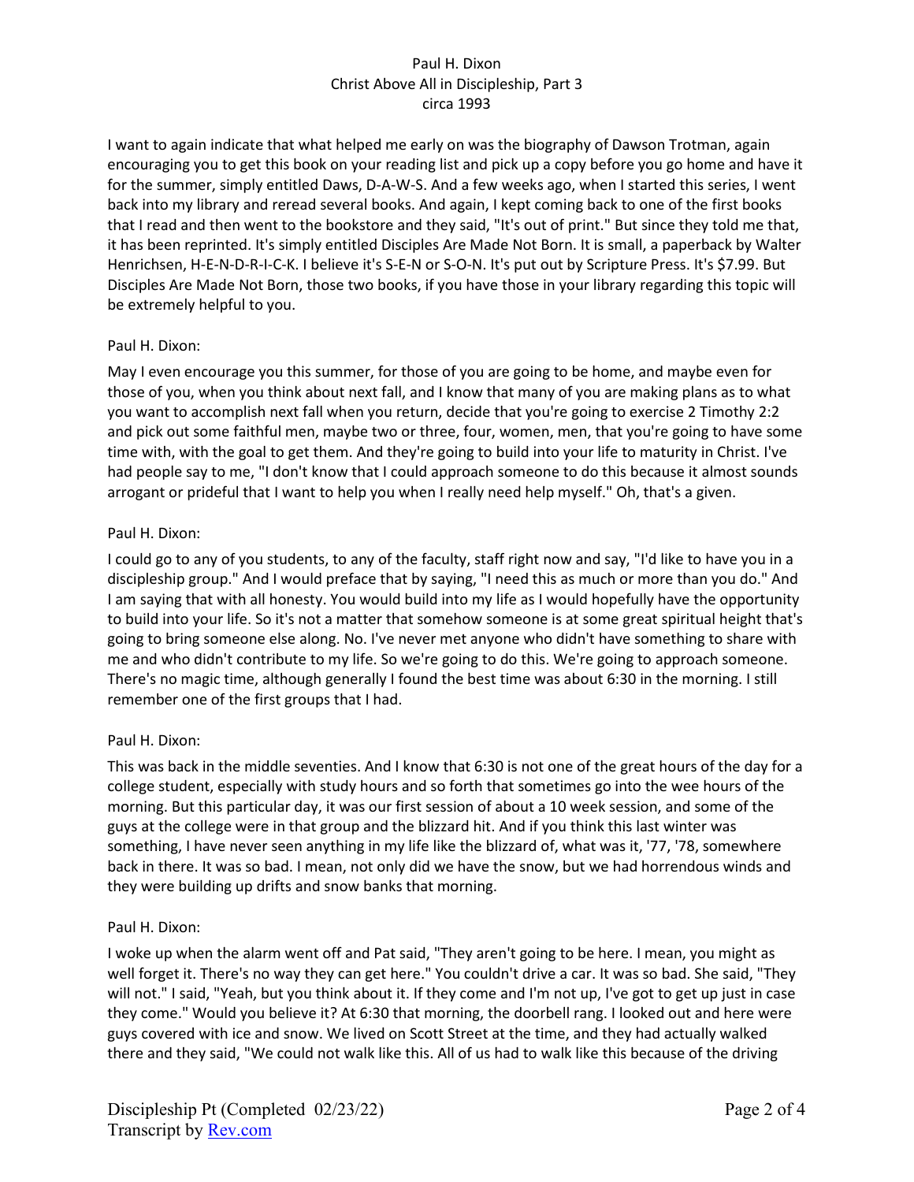I want to again indicate that what helped me early on was the biography of Dawson Trotman, again encouraging you to get this book on your reading list and pick up a copy before you go home and have it for the summer, simply entitled Daws, D-A-W-S. And a few weeks ago, when I started this series, I went back into my library and reread several books. And again, I kept coming back to one of the first books that I read and then went to the bookstore and they said, "It's out of print." But since they told me that, it has been reprinted. It's simply entitled Disciples Are Made Not Born. It is small, a paperback by Walter Henrichsen, H-E-N-D-R-I-C-K. I believe it's S-E-N or S-O-N. It's put out by Scripture Press. It's $7.99. But Disciples Are Made Not Born, those two books, if you have those in your library regarding this topic will be extremely helpful to you.

Paul H. Dixon:

May I even encourage you this summer, for those of you are going to be home, and maybe even for those of you, when you think about next fall, and I know that many of you are making plans as to what you want to accomplish next fall when you return, decide that you're going to exercise 2 Timothy 2:2 and pick out some faithful men, maybe two or three, four, women, men, that you're going to have some time with, with the goal to get them. And they're going to build into your life to maturity in Christ. I've had people say to me, "I don't know that I could approach someone to do this because it almost sounds arrogant or prideful that I want to help you when I really need help myself." Oh, that's a given.

Paul H. Dixon:

I could go to any of you students, to any of the faculty, staff right now and say, "I'd like to have you in a discipleship group." And I would preface that by saying, "I need this as much or more than you do." And I am saying that with all honesty. You would build into my life as I would hopefully have the opportunity to build into your life. So it's not a matter that somehow someone is at some great spiritual height that's going to bring someone else along. No. I've never met anyone who didn't have something to share with me and who didn't contribute to my life. So we're going to do this. We're going to approach someone. There's no magic time, although generally I found the best time was about 6:30 in the morning. I still remember one of the first groups that I had.

Paul H. Dixon:

This was back in the middle seventies. And I know that 6:30 is not one of the great hours of the day for a college student, especially with study hours and so forth that sometimes go into the wee hours of the morning. But this particular day, it was our first session of about a 10 week session, and some of the guys at the college were in that group and the blizzard hit. And if you think this last winter was something, I have never seen anything in my life like the blizzard of, what was it, '77, '78, somewhere back in there. It was so bad. I mean, not only did we have the snow, but we had horrendous winds and they were building up drifts and snow banks that morning.

Paul H. Dixon:

I woke up when the alarm went off and Pat said, "They aren't going to be here. I mean, you might as well forget it. There's no way they can get here." You couldn't drive a car. It was so bad. She said, "They will not." I said, "Yeah, but you think about it. If they come and I'm not up, I've got to get up just in case they come." Would you believe it? At 6:30 that morning, the doorbell rang. I looked out and here were guys covered with ice and snow. We lived on Scott Street at the time, and they had actually walked there and they said, "We could not walk like this. All of us had to walk like this because of the driving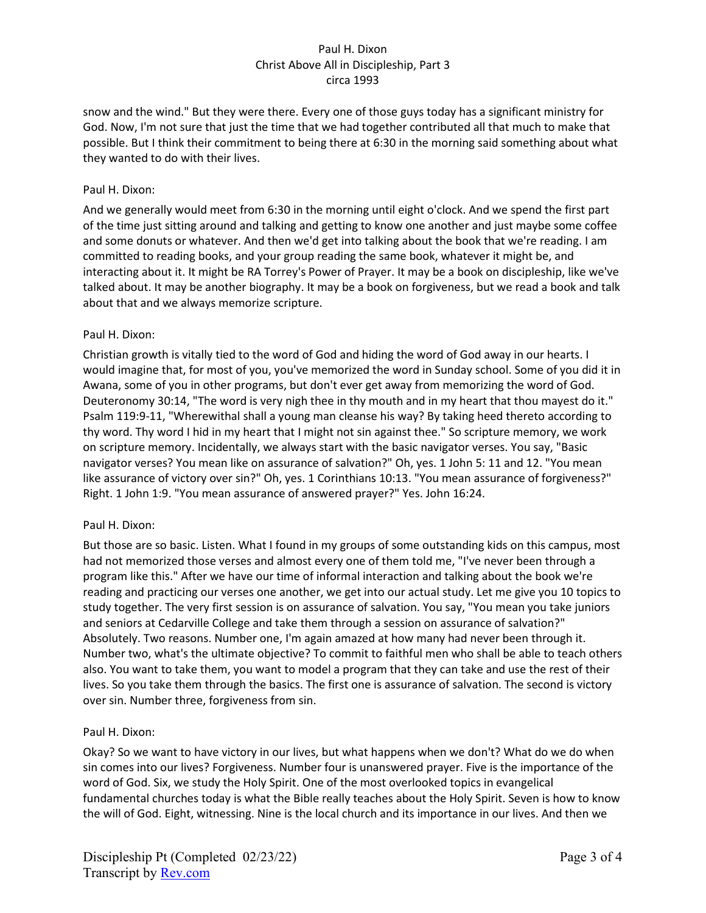snow and the wind." But they were there. Every one of those guys today has a significant ministry for God. Now, I'm not sure that just the time that we had together contributed all that much to make that possible. But I think their commitment to being there at 6:30 in the morning said something about what they wanted to do with their lives.

Paul H. Dixon:

And we generally would meet from 6:30 in the morning until eight o'clock. And we spend the first part of the time just sitting around and talking and getting to know one another and just maybe some coffee and some donuts or whatever. And then we'd get into talking about the book that we're reading. I am committed to reading books, and your group reading the same book, whatever it might be, and interacting about it. It might be RA Torrey's Power of Prayer. It may be a book on discipleship, like we've talked about. It may be another biography. It may be a book on forgiveness, but we read a book and talk about that and we always memorize scripture.

Paul H. Dixon:

Christian growth is vitally tied to the word of God and hiding the word of God away in our hearts. I would imagine that, for most of you, you've memorized the word in Sunday school. Some of you did it in Awana, some of you in other programs, but don't ever get away from memorizing the word of God. Deuteronomy 30:14, "The word is very nigh thee in thy mouth and in my heart that thou mayest do it." Psalm 119:9-11, "Wherewithal shall a young man cleanse his way? By taking heed thereto according to thy word. Thy word I hid in my heart that I might not sin against thee." So scripture memory, we work on scripture memory. Incidentally, we always start with the basic navigator verses. You say, "Basic navigator verses? You mean like on assurance of salvation?" Oh, yes. 1 John 5: 11 and 12. "You mean like assurance of victory over sin?" Oh, yes. 1 Corinthians 10:13. "You mean assurance of forgiveness?" Right. 1 John 1:9. "You mean assurance of answered prayer?" Yes. John 16:24.

Paul H. Dixon:

But those are so basic. Listen. What I found in my groups of some outstanding kids on this campus, most had not memorized those verses and almost every one of them told me, "I've never been through a program like this." After we have our time of informal interaction and talking about the book we're reading and practicing our verses one another, we get into our actual study. Let me give you 10 topics to study together. The very first session is on assurance of salvation. You say, "You mean you take juniors and seniors at Cedarville College and take them through a session on assurance of salvation?" Absolutely. Two reasons. Number one, I'm again amazed at how many had never been through it. Number two, what's the ultimate objective? To commit to faithful men who shall be able to teach others also. You want to take them, you want to model a program that they can take and use the rest of their lives. So you take them through the basics. The first one is assurance of salvation. The second is victory over sin. Number three, forgiveness from sin.

Paul H. Dixon:

Okay? So we want to have victory in our lives, but what happens when we don't? What do we do when sin comes into our lives? Forgiveness. Number four is unanswered prayer. Five is the importance of the word of God. Six, we study the Holy Spirit. One of the most overlooked topics in evangelical fundamental churches today is what the Bible really teaches about the Holy Spirit. Seven is how to know the will of God. Eight, witnessing. Nine is the local church and its importance in our lives. And then we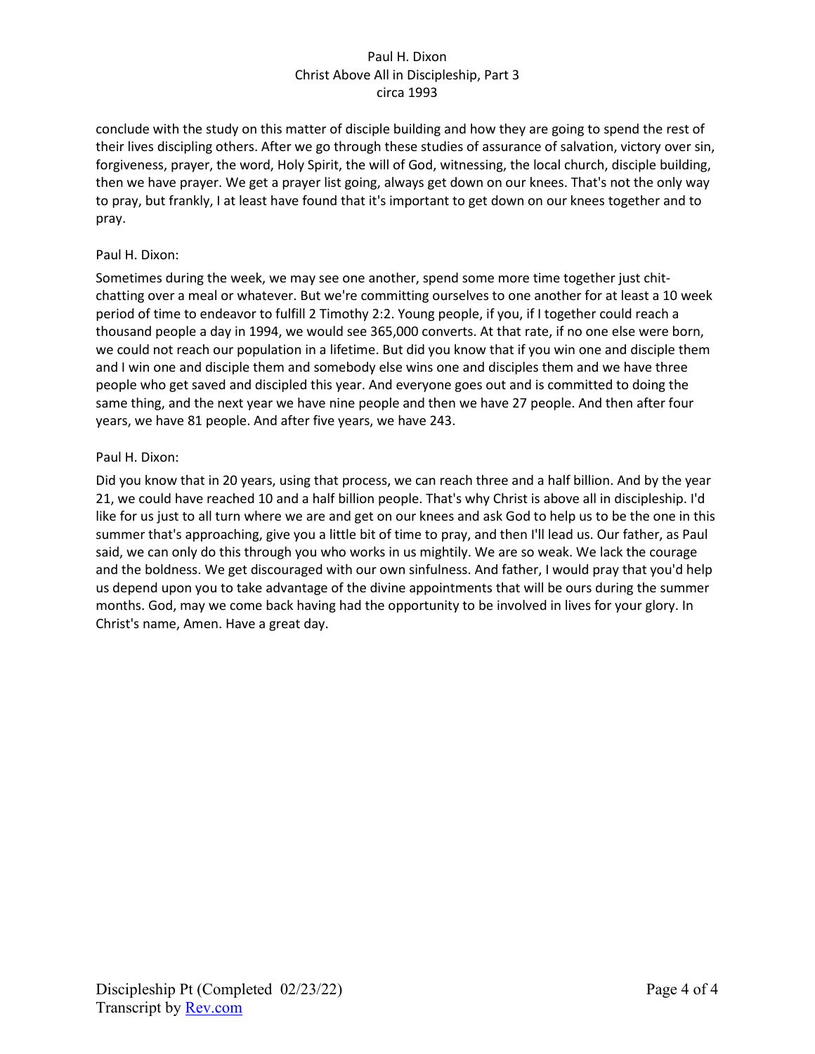conclude with the study on this matter of disciple building and how they are going to spend the rest of their lives discipling others. After we go through these studies of assurance of salvation, victory over sin, forgiveness, prayer, the word, Holy Spirit, the will of God, witnessing, the local church, disciple building, then we have prayer. We get a prayer list going, always get down on our knees. That's not the only way to pray, but frankly, I at least have found that it's important to get down on our knees together and to pray.

Paul H. Dixon:

Sometimes during the week, we may see one another, spend some more time together just chit-chatting over a meal or whatever. But we're committing ourselves to one another for at least a 10 week period of time to endeavor to fulfill 2 Timothy 2:2. Young people, if you, if I together could reach a thousand people a day in 1994, we would see 365,000 converts. At that rate, if no one else were born, we could not reach our population in a lifetime. But did you know that if you win one and disciple them and I win one and disciple them and somebody else wins one and disciples them and we have three people who get saved and discipled this year. And everyone goes out and is committed to doing the same thing, and the next year we have nine people and then we have 27 people. And then after four years, we have 81 people. And after five years, we have 243.

Paul H. Dixon:

Did you know that in 20 years, using that process, we can reach three and a half billion. And by the year 21, we could have reached 10 and a half billion people. That's why Christ is above all in discipleship. I'd like for us just to all turn where we are and get on our knees and ask God to help us to be the one in this summer that's approaching, give you a little bit of time to pray, and then I'll lead us. Our father, as Paul said, we can only do this through you who works in us mightily. We are so weak. We lack the courage and the boldness. We get discouraged with our own sinfulness. And father, I would pray that you'd help us depend upon you to take advantage of the divine appointments that will be ours during the summer months. God, may we come back having had the opportunity to be involved in lives for your glory. In Christ's name, Amen. Have a great day.